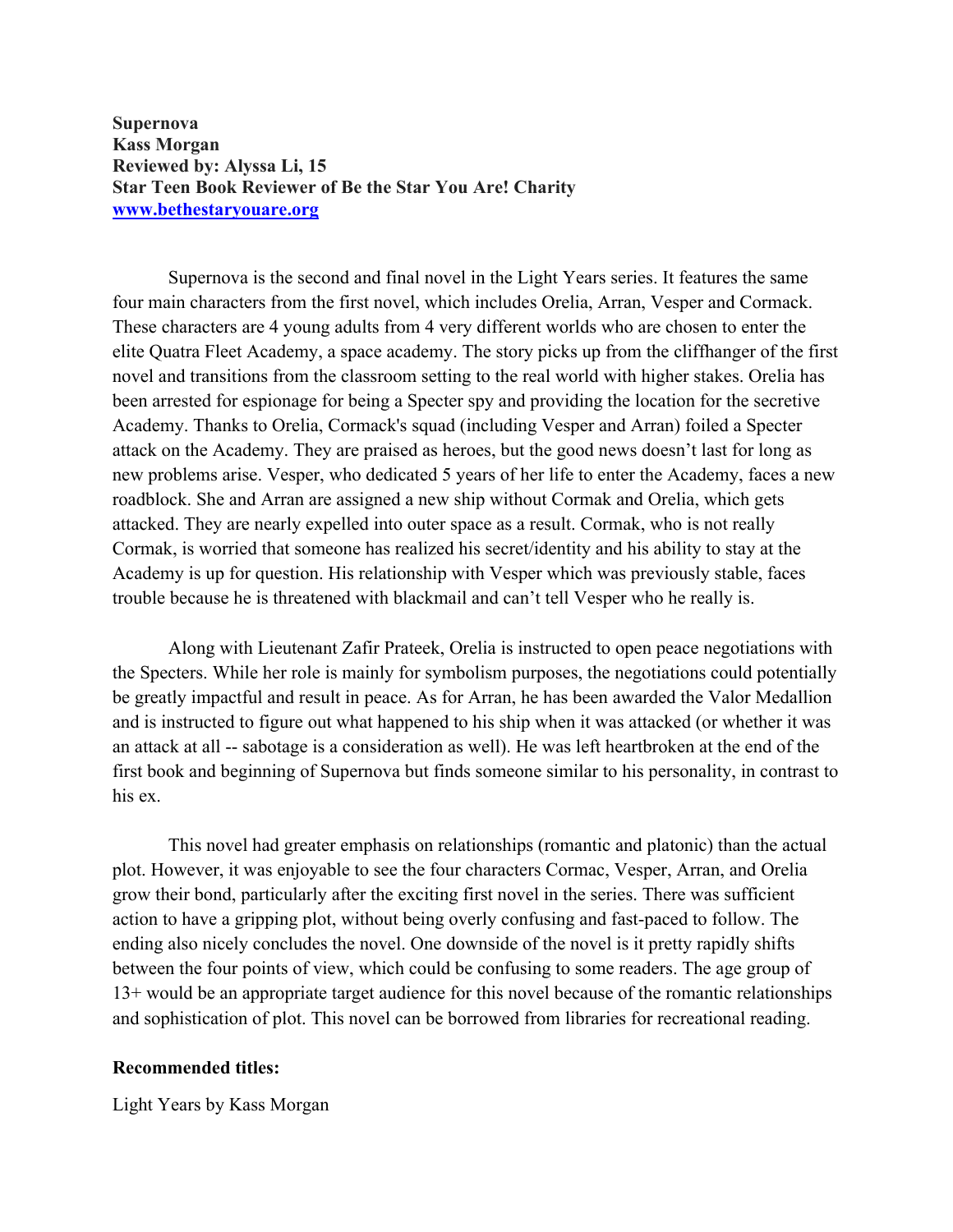**Supernova**
**Kass Morgan**
**Reviewed by: Alyssa Li, 15**
**Star Teen Book Reviewer of Be the Star You Are! Charity**
**[www.bethestaryouare.org](http://www.bethestaryouare.org)**

Supernova is the second and final novel in the Light Years series. It features the same four main characters from the first novel, which includes Orelia, Arran, Vesper and Cormack. These characters are 4 young adults from 4 very different worlds who are chosen to enter the elite Quatra Fleet Academy, a space academy. The story picks up from the cliffhanger of the first novel and transitions from the classroom setting to the real world with higher stakes. Orelia has been arrested for espionage for being a Specter spy and providing the location for the secretive Academy. Thanks to Orelia, Cormack's squad (including Vesper and Arran) foiled a Specter attack on the Academy. They are praised as heroes, but the good news doesn't last for long as new problems arise. Vesper, who dedicated 5 years of her life to enter the Academy, faces a new roadblock. She and Arran are assigned a new ship without Cormak and Orelia, which gets attacked. They are nearly expelled into outer space as a result. Cormak, who is not really Cormak, is worried that someone has realized his secret/identity and his ability to stay at the Academy is up for question. His relationship with Vesper which was previously stable, faces trouble because he is threatened with blackmail and can't tell Vesper who he really is.

Along with Lieutenant Zafir Prateek, Orelia is instructed to open peace negotiations with the Specters. While her role is mainly for symbolism purposes, the negotiations could potentially be greatly impactful and result in peace. As for Arran, he has been awarded the Valor Medallion and is instructed to figure out what happened to his ship when it was attacked (or whether it was an attack at all -- sabotage is a consideration as well). He was left heartbroken at the end of the first book and beginning of Supernova but finds someone similar to his personality, in contrast to his ex.

This novel had greater emphasis on relationships (romantic and platonic) than the actual plot. However, it was enjoyable to see the four characters Cormac, Vesper, Arran, and Orelia grow their bond, particularly after the exciting first novel in the series. There was sufficient action to have a gripping plot, without being overly confusing and fast-paced to follow. The ending also nicely concludes the novel. One downside of the novel is it pretty rapidly shifts between the four points of view, which could be confusing to some readers. The age group of 13+ would be an appropriate target audience for this novel because of the romantic relationships and sophistication of plot. This novel can be borrowed from libraries for recreational reading.

**Recommended titles:**

Light Years by Kass Morgan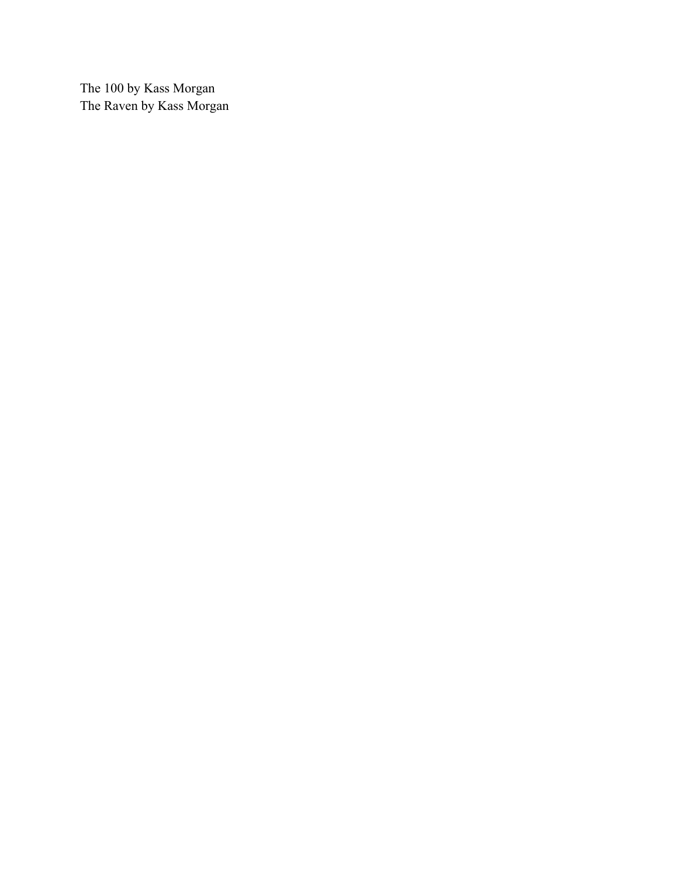The 100 by Kass Morgan
The Raven by Kass Morgan